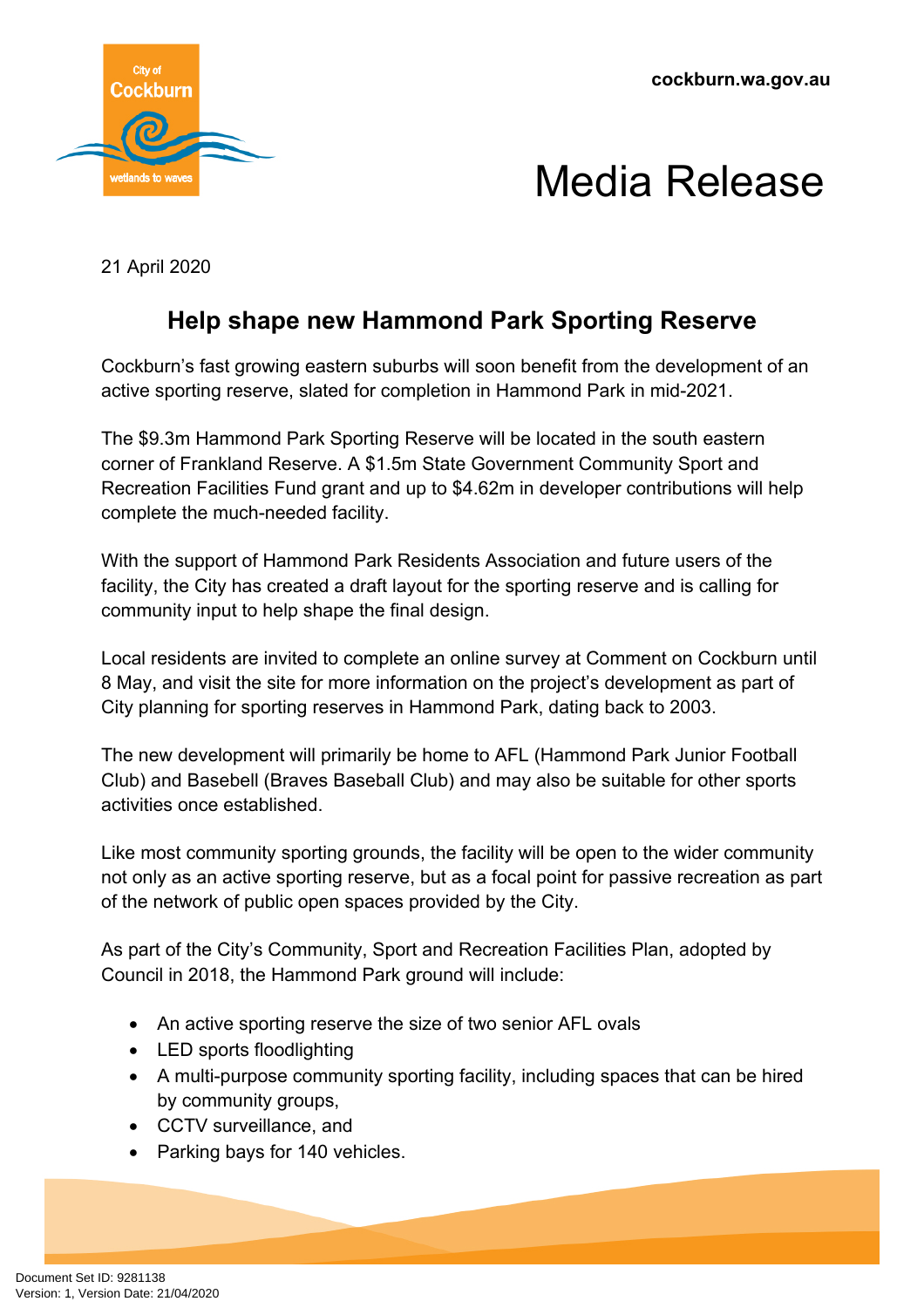cockburn.wa.gov.au

# Media Release

21 April 2020

## Help shape new Hammond Park Sporting Reserve

Cockburn's fast growing eastern suburbs will soon benefit from the development of an active sporting reserve, slated for completion in Hammond Park in mid-2021.

The $9.3m Hammond Park Sporting Reserve will be located in the south eastern corner of Frankland Reserve. A $1.5m State Government Community Sport and Recreation Facilities Fund grant and up to $4.62m in developer contributions will help complete the much-needed facility.

With the support of Hammond Park Residents Association and future users of the facility, the City has created a draft layout for the sporting reserve and is calling for community input to help shape the final design.

Local residents are invited to complete an online survey at Comment on Cockburn until 8 May, and visit the site for more information on the project's development as part of City planning for sporting reserves in Hammond Park, dating back to 2003.

The new development will primarily be home to AFL (Hammond Park Junior Football Club) and Basebell (Braves Baseball Club) and may also be suitable for other sports activities once established.

Like most community sporting grounds, the facility will be open to the wider community not only as an active sporting reserve, but as a focal point for passive recreation as part of the network of public open spaces provided by the City.

As part of the City's Community, Sport and Recreation Facilities Plan, adopted by Council in 2018, the Hammond Park ground will include:

- An active sporting reserve the size of two senior AFL ovals
- LED sports floodlighting
- A multi-purpose community sporting facility, including spaces that can be hired by community groups,
- CCTV surveillance, and
- Parking bays for 140 vehicles.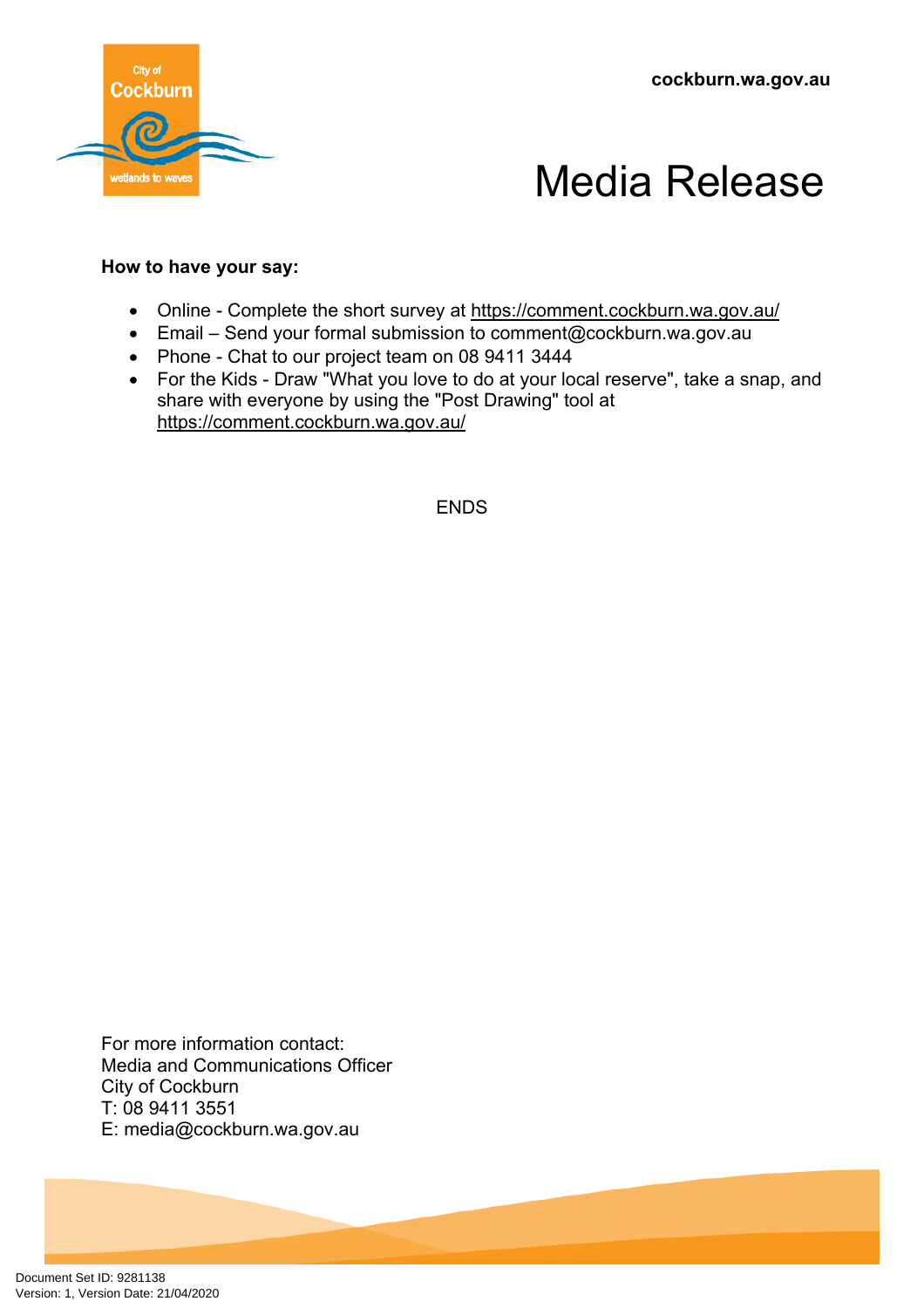**How to have your say:**

- Online - Complete the short survey at https://comment.cockburn.wa.gov.au/
- Email – Send your formal submission to comment@cockburn.wa.gov.au
- Phone - Chat to our project team on 08 9411 3444
- For the Kids - Draw "What you love to do at your local reserve", take a snap, and share with everyone by using the "Post Drawing" tool at https://comment.cockburn.wa.gov.au/

ENDS

For more information contact:
Media and Communications Officer
City of Cockburn
T: 08 9411 3551
E: media@cockburn.wa.gov.au